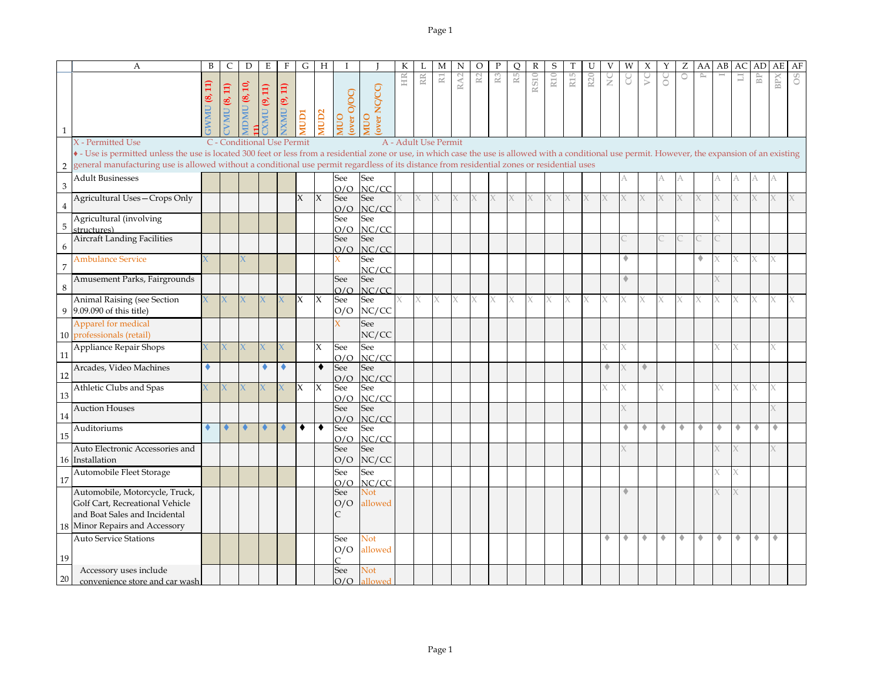| | A | B | C | D | E | F | G | H | I | J | K | L | M | N | O | P | Q | R | S | T | U | V | W | X | Y | Z | AA | AB | AC | AD | AE | AF |
|---|---|---|---|---|---|---|---|---|---|---|---|---|---|---|---|---|---|---|---|---|---|---|---|---|---|---|---|---|---|---|---|---|
| 1 | | GWMU (8, 11) | CVMU (8, 11) | MDMU (8, 10, 11) | CXMU (9, 11) | NXMU (9, 11) | MUD1 | MUD2 | MUO (over O/OC) | MUO (over NC/CC) | HR | RR | R1 | RA2 | R2 | R3 | R5 | RS10 | R10 | R15 | R20 | NC | CC | VC | OC | O | P | I | LI | BP | BPX | OS |
| 2 | X - Permitted Use C - Conditional Use Permit A - Adult Use Permit ♦ - Use is permitted unless the use is located 300 feet or less from a residential zone or use, in which case the use is allowed with a conditional use permit. However, the expansion of an existing general manufacturing use is allowed without a conditional use permit regardless of its distance from residential zones or residential uses | | | | | | | | | | | | | | | | | | | | | | | | | | | | | | | |
| 3 | Adult Businesses | | | | | | | | See O/O | See NC/CC | | | | | | | | | | | | | A | | A | A | | A | A | A | A | |
| 4 | Agricultural Uses—Crops Only | | | | | | X | X | See O/O | See NC/CC | X | X | X | X | X | X | X | X | X | X | X | X | X | X | X | X | X | X | X | X | X | X |
| 5 | Agricultural (involving structures) | | | | | | | | See O/O | See NC/CC | | | | | | | | | | | | | | | | | | X | | | | |
| 6 | Aircraft Landing Facilities | | | | | | | | See O/O | See NC/CC | | | | | | | | | | | | | C | | C | C | C | C | | | | |
| 7 | Ambulance Service | X | | X | | | | | X | See NC/CC | | | | | | | | | | | | | ♦ | | | | ♦ | X | X | X | X | |
| 8 | Amusement Parks, Fairgrounds | | | | | | | | See O/O | See NC/CC | | | | | | | | | | | | | ♦ | | | | | X | | | | |
| 9 | Animal Raising (see Section 9.09.090 of this title) | X | X | X | X | X | X | X | See O/O | See NC/CC | X | X | X | X | X | X | X | X | X | X | X | X | X | X | X | X | X | X | X | X | X | X |
| 10 | Apparel for medical professionals (retail) | | | | | | | | X | See NC/CC | | | | | | | | | | | | | | | | | | | | | | |
| 11 | Appliance Repair Shops | X | X | X | X | X | | X | See O/O | See NC/CC | | | | | | | | | | | | X | X | | | | | X | X | | X | |
| 12 | Arcades, Video Machines | ♦ | | | ♦ | ♦ | | ♦ | See O/O | See NC/CC | | | | | | | | | | | | ♦ | X | ♦ | | | | | | | | |
| 13 | Athletic Clubs and Spas | X | X | X | X | X | X | X | See O/O | See NC/CC | | | | | | | | | | | | X | X | | X | | | X | X | X | X | |
| 14 | Auction Houses | | | | | | | | See O/O | See NC/CC | | | | | | | | | | | | | X | | | | | | | | X | |
| 15 | Auditoriums | ♦ | ♦ | ♦ | ♦ | ♦ | ♦ | ♦ | See O/O | See NC/CC | | | | | | | | | | | | | ♦ | ♦ | ♦ | ♦ | ♦ | ♦ | ♦ | ♦ | ♦ | |
| 16 | Auto Electronic Accessories and Installation | | | | | | | | See O/O | See NC/CC | | | | | | | | | | | | | X | | | | | X | X | | X | |
| 17 | Automobile Fleet Storage | | | | | | | | See O/O | See NC/CC | | | | | | | | | | | | | | | | | | X | X | | | |
| 18 | Automobile, Motorcycle, Truck, Golf Cart, Recreational Vehicle and Boat Sales and Incidental Minor Repairs and Accessory | | | | | | | | See O/O C | Not allowed | | | | | | | | | | | | | ♦ | | | | | X | X | | | |
| 19 | Auto Service Stations | | | | | | | | See O/O C | Not allowed | | | | | | | | | | | | ♦ | ♦ | ♦ | ♦ | ♦ | ♦ | ♦ | ♦ | ♦ | ♦ | |
| 20 | Accessory uses include convenience store and car wash | | | | | | | | See O/O | Not allowed | | | | | | | | | | | | | | | | | | | | | | |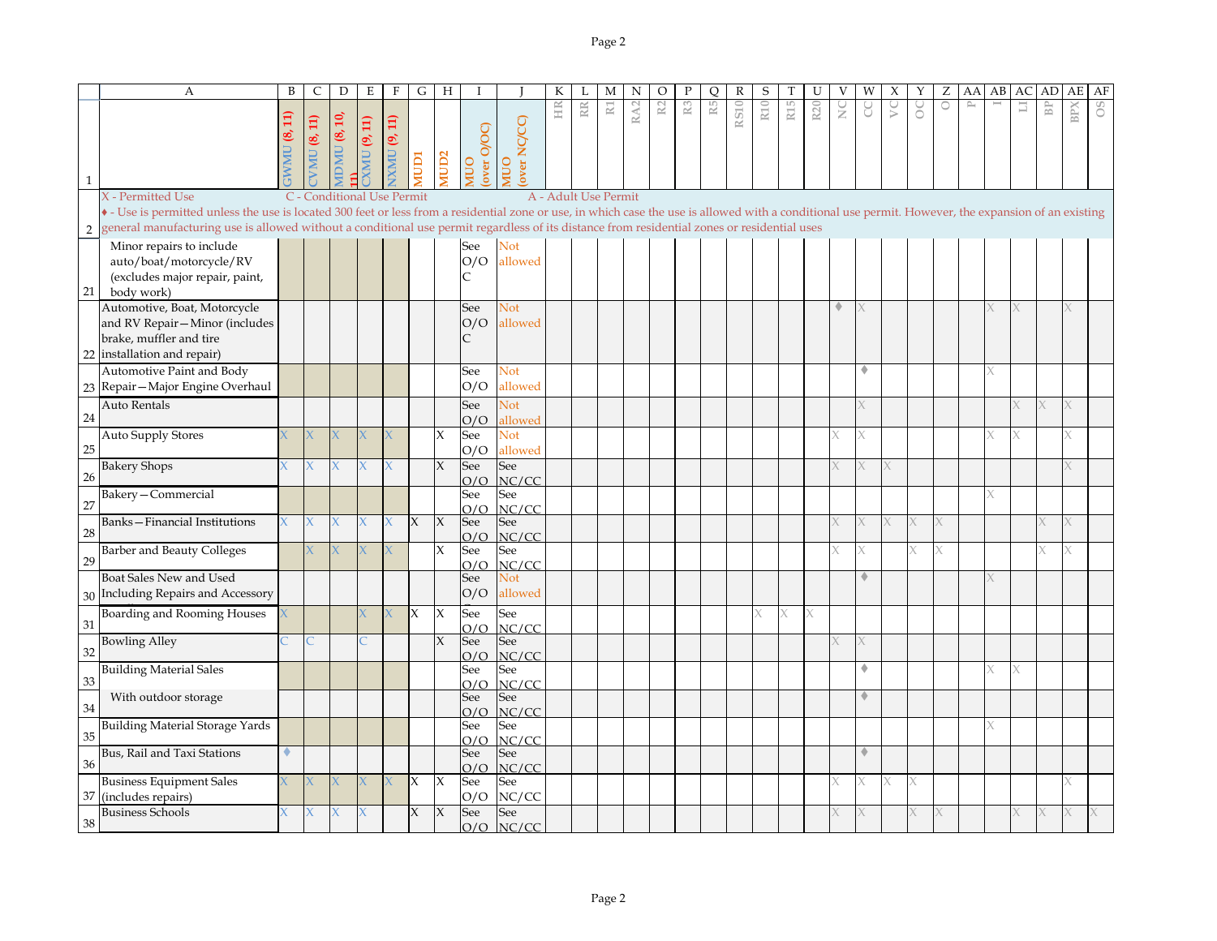| | A | B | C | D | E | F | G | H | I | J | K | L | M | N | O | P | Q | R | S | T | U | V | W | X | Y | Z | AA | AB | AC | AD | AE | AF |
|---|---|---|---|---|---|---|---|---|---|---|---|---|---|---|---|---|---|---|---|---|---|---|---|---|---|---|---|---|---|---|---|---|
| 1 | | GWMU (8, 11) | CVMU (8, 11) | MDMU (8, 10, 11) | CXMU (9, 11) | NXMU (9, 11) | MUD1 | MUD2 | MUO (over O/OC) | MUO (over NC/CC) | HR | RR | R1 | RA2 | R2 | R3 | R5 | RS10 | R10 | R15 | R20 | NC | CC | VC | OC | O | P | I | LI | BP | BPX | OS |
| 2 | X - Permitted Use C - Conditional Use Permit A - Adult Use Permit ♦ - Use is permitted unless the use is located 300 feet or less from a residential zone or use, in which case the use is allowed with a conditional use permit. However, the expansion of an existing general manufacturing use is allowed without a conditional use permit regardless of its distance from residential zones or residential uses | | | | | | | | | | | | | | | | | | | | | | | | | | | | | | | |
| 21 | Minor repairs to include auto/boat/motorcycle/RV (excludes major repair, paint, body work) | | | | | | | | See O/OC | Not allowed | | | | | | | | | | | | | | | | | | | | | | |
| 22 | Automotive, Boat, Motorcycle and RV Repair—Minor (includes brake, muffler and tire installation and repair) | | | | | | | | See O/OC | Not allowed | | | | | | | | | | | | ♦ | X | | | | | X | X | | X | |
| 23 | Automotive Paint and Body Repair—Major Engine Overhaul | | | | | | | | See O/O | Not allowed | | | | | | | | | | | | | ♦ | | | | | X | | | | |
| 24 | Auto Rentals | | | | | | | | See O/O | Not allowed | | | | | | | | | | | | | X | | | | | | X | X | X | |
| 25 | Auto Supply Stores | X | X | X | X | X | | X | See O/O | Not allowed | | | | | | | | | | | | X | X | | | | | X | X | | X | |
| 26 | Bakery Shops | X | X | X | X | X | | X | See O/O | See NC/CC | | | | | | | | | | | | X | X | X | | | | | | | X | |
| 27 | Bakery—Commercial | | | | | | | | See O/O | See NC/CC | | | | | | | | | | | | | | | | | | X | | | | |
| 28 | Banks—Financial Institutions | X | X | X | X | X | X | X | See O/O | See NC/CC | | | | | | | | | | | | X | X | X | X | X | | | | X | X | |
| 29 | Barber and Beauty Colleges | | X | X | X | X | | X | See O/O | See NC/CC | | | | | | | | | | | | X | X | | X | X | | | | X | X | |
| 30 | Boat Sales New and Used Including Repairs and Accessory | | | | | | | | See O/O | Not allowed | | | | | | | | | | | | | ♦ | | | | | X | | | | |
| 31 | Boarding and Rooming Houses | X | | | X | X | X | X | See O/O | See NC/CC | | | | | | | | | X | X | X | | | | | | | | | | | |
| 32 | Bowling Alley | C | C | | C | | | X | See O/O | See NC/CC | | | | | | | | | | | | X | X | | | | | | | | | |
| 33 | Building Material Sales | | | | | | | | See O/O | See NC/CC | | | | | | | | | | | | | ♦ | | | | | X | X | | | |
| 34 | With outdoor storage | | | | | | | | See O/O | See NC/CC | | | | | | | | | | | | | ♦ | | | | | | | | | |
| 35 | Building Material Storage Yards | | | | | | | | See O/O | See NC/CC | | | | | | | | | | | | | | | | | | X | | | | |
| 36 | Bus, Rail and Taxi Stations | ♦ | | | | | | | See O/O | See NC/CC | | | | | | | | | | | | | ♦ | | | | | | | | | |
| 37 | Business Equipment Sales (includes repairs) | X | X | X | X | X | X | X | See O/O | See NC/CC | | | | | | | | | | | | X | X | X | X | | | | | | X | |
| 38 | Business Schools | X | X | X | X | | X | X | See O/O | See NC/CC | | | | | | | | | | | | X | X | | X | X | | | X | X | X | X |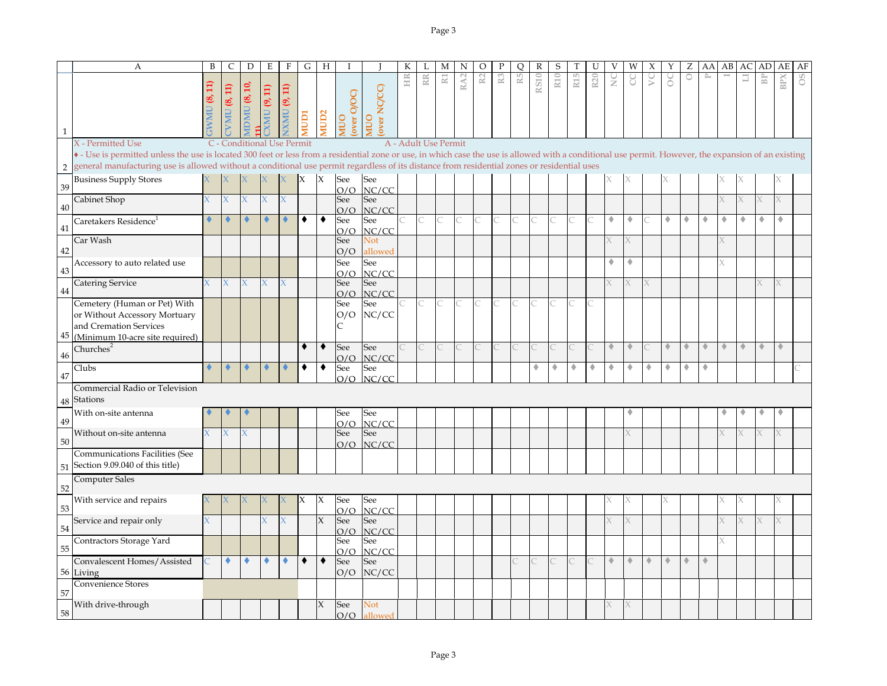| | A | B | C | D | E | F | G | H | I | J | K | L | M | N | O | P | Q | R | S | T | U | V | W | X | Y | Z | AA | AB | AC | AD | AE | AF |
|---|---|---|---|---|---|---|---|---|---|---|---|---|---|---|---|---|---|---|---|---|---|---|---|---|---|---|---|---|---|---|---|---|
| 1 | | GWMU (8, 11) | CVMU (8, 11) | MDMU (8, 10, 11) | CXMU (9, 11) | NXMU (9, 11) | MUD1 | MUD2 | MUO (over O/OC) | MUO (over NC/CC) | HR | RR | R1 | RA2 | R2 | R3 | R5 | RS10 | R10 | R15 | R20 | NC | CC | VC | OC | O | P | I | LI | BP | BPX | OS |
| 2 | X - Permitted Use; C - Conditional Use Permit; A - Adult Use Permit; ♦ - Use is permitted unless the use is located 300 feet or less from a residential zone or use, in which case the use is allowed with a conditional use permit. However, the expansion of an existing general manufacturing use is allowed without a conditional use permit regardless of its distance from residential zones or residential uses | | | | | | | | | | | | | | | | | | | | | | | | | | | | | | | |
| 39 | Business Supply Stores | X | X | X | X | X | X | X | See O/O | See NC/CC | | | | | | | | | | | | X | X | | X | | | X | X | | X | |
| 40 | Cabinet Shop | X | X | X | X | X | | | See O/O | See NC/CC | | | | | | | | | | | | | | | | | | X | X | X | X | |
| 41 | Caretakers Residence[1] | ♦ | ♦ | ♦ | ♦ | ♦ | ♦ | ♦ | See O/O | See NC/CC | C | C | C | C | C | C | C | C | C | C | C | ♦ | ♦ | C | ♦ | ♦ | ♦ | ♦ | ♦ | ♦ | ♦ | |
| 42 | Car Wash | | | | | | | | See O/O | Not allowed | | | | | | | | | | | | X | X | | | | | X | | | | |
| 43 | Accessory to auto related use | | | | | | | | See O/O | See NC/CC | | | | | | | | | | | | ♦ | ♦ | | | | | X | | | | |
| 44 | Catering Service | X | X | X | X | X | | | See O/O | See NC/CC | | | | | | | | | | | | X | X | X | | | | | | X | X | |
| 45 | Cemetery (Human or Pet) With or Without Accessory Mortuary and Cremation Services (Minimum 10-acre site required) | | | | | | | | See O/O C | See NC/CC | C | C | C | C | C | C | C | C | C | C | C | | | | | | | | | | | |
| 46 | Churches[2] | | | | | | ♦ | ♦ | See O/O | See NC/CC | C | C | C | C | C | C | C | C | C | C | C | ♦ | ♦ | C | ♦ | ♦ | ♦ | ♦ | ♦ | ♦ | ♦ | |
| 47 | Clubs | ♦ | ♦ | ♦ | ♦ | ♦ | ♦ | ♦ | See O/O | See NC/CC | | | | | | | | ♦ | ♦ | ♦ | ♦ | ♦ | ♦ | ♦ | ♦ | ♦ | ♦ | | | | | C |
| 48 | Commercial Radio or Television Stations | | | | | | | | | | | | | | | | | | | | | | | | | | | | | | | |
| 49 | With on-site antenna | ♦ | ♦ | ♦ | | | | | See O/O | See NC/CC | | | | | | | | | | | | | ♦ | | | | | ♦ | ♦ | ♦ | ♦ | |
| 50 | Without on-site antenna | X | X | X | | | | | See O/O | See NC/CC | | | | | | | | | | | | | X | | | | | X | X | X | X | |
| 51 | Communications Facilities (See Section 9.09.040 of this title) | | | | | | | | | | | | | | | | | | | | | | | | | | | | | | | |
| 52 | Computer Sales | | | | | | | | | | | | | | | | | | | | | | | | | | | | | | | |
| 53 | With service and repairs | X | X | X | X | X | X | X | See O/O | See NC/CC | | | | | | | | | | | | X | X | | X | | | X | X | | X | |
| 54 | Service and repair only | X | | | X | X | | X | See O/O | See NC/CC | | | | | | | | | | | | X | X | | | | | X | X | X | X | |
| 55 | Contractors Storage Yard | | | | | | | | See O/O | See NC/CC | | | | | | | | | | | | | | | | | | X | | | | |
| 56 | Convalescent Homes/ Assisted Living | C | ♦ | ♦ | ♦ | ♦ | ♦ | ♦ | See O/O | See NC/CC | | | | | | | C | C | C | C | C | ♦ | ♦ | ♦ | ♦ | ♦ | ♦ | | | | | |
| 57 | Convenience Stores | | | | | | | | | | | | | | | | | | | | | | | | | | | | | | | |
| 58 | With drive-through | | | | | | | X | See O/O | Not allowed | | | | | | | | | | | | X | X | | | | | | | | | |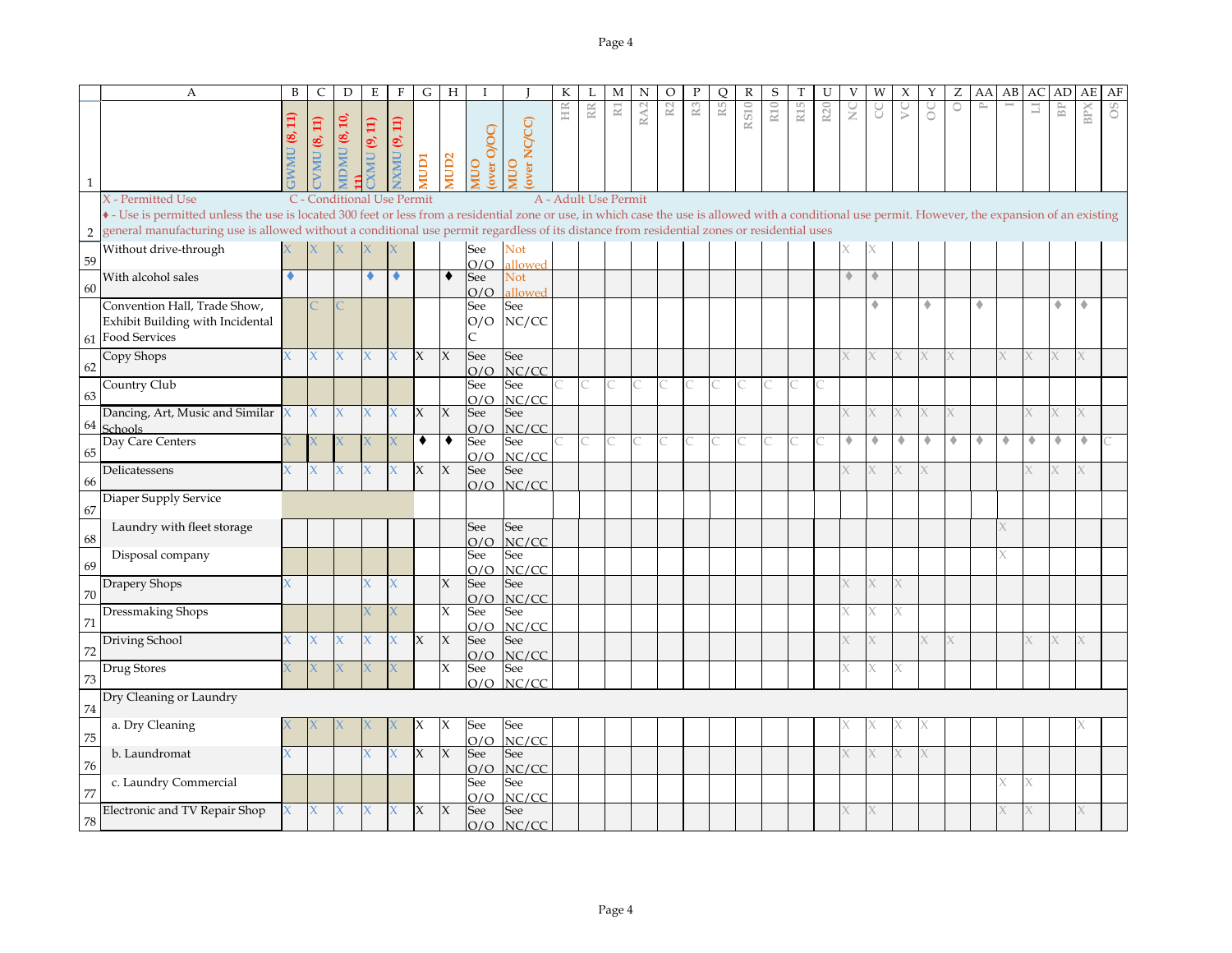| | A | B | C | D | E | F | G | H | I | J | K | L | M | N | O | P | Q | R | S | T | U | V | W | X | Y | Z | AA | AB | AC | AD | AE | AF |
|---|---|---|---|---|---|---|---|---|---|---|---|---|---|---|---|---|---|---|---|---|---|---|---|---|---|---|---|---|---|---|---|---|
| 1 | | GWMU (8, 11) | CVMU (8, 11) | MDMU (8, 10, 11) | CXMU (9, 11) | NXMU (9, 11) | MUD1 | MUD2 | MUO (over O/OC) | MUO (over NC/CC) | HR | RR | R1 | RA2 | R2 | R3 | R5 | RS10 | R10 | R15 | R20 | NC | CC | VC | OC | O | P | I | LI | BP | BPX | OS |
| 2 | X - Permitted Use C - Conditional Use Permit A - Adult Use Permit ♦ - Use is permitted unless the use is located 300 feet or less from a residential zone or use, in which case the use is allowed with a conditional use permit. However, the expansion of an existing general manufacturing use is allowed without a conditional use permit regardless of its distance from residential zones or residential uses | | | | | | | | | | | | | | | | | | | | | | | | | | | | | | | |
| 59 | Without drive-through | X | X | X | X | X | | | See O/O | Not allowed | | | | | | | | | | | | X | X | | | | | | | | | |
| 60 | With alcohol sales | ♦ | | | ♦ | ♦ | | ♦ | See O/O | Not allowed | | | | | | | | | | | | ♦ | ♦ | | | | | | | | | |
| 61 | Convention Hall, Trade Show, Exhibit Building with Incidental Food Services | | C | C | | | | | See O/O C | See NC/CC | | | | | | | | | | | | | ♦ | | ♦ | | ♦ | | | ♦ | ♦ | |
| 62 | Copy Shops | X | X | X | X | X | X | X | See O/O | See NC/CC | | | | | | | | | | | | X | X | X | X | X | | X | X | X | X | |
| 63 | Country Club | | | | | | | | See O/O | See NC/CC | C | C | C | C | C | C | C | C | C | C | C | | | | | | | | | | | |
| 64 | Dancing, Art, Music and Similar Schools | X | X | X | X | X | X | X | See O/O | See NC/CC | | | | | | | | | | | | X | X | X | X | X | | | X | X | X | |
| 65 | Day Care Centers | X | X | X | X | X | ♦ | ♦ | See O/O | See NC/CC | C | C | C | C | C | C | C | C | C | C | C | ♦ | ♦ | ♦ | ♦ | ♦ | ♦ | ♦ | ♦ | ♦ | ♦ | C |
| 66 | Delicatessens | X | X | X | X | X | X | X | See O/O | See NC/CC | | | | | | | | | | | | X | X | X | X | | | | X | X | X | |
| 67 | Diaper Supply Service | | | | | | | | | | | | | | | | | | | | | | | | | | | | | | | |
| 68 | Laundry with fleet storage | | | | | | | | See O/O | See NC/CC | | | | | | | | | | | | | | | | | | X | | | | |
| 69 | Disposal company | | | | | | | | See O/O | See NC/CC | | | | | | | | | | | | | | | | | | X | | | | |
| 70 | Drapery Shops | X | | | X | X | | X | See O/O | See NC/CC | | | | | | | | | | | | X | X | X | | | | | | | | |
| 71 | Dressmaking Shops | | | | X | X | | X | See O/O | See NC/CC | | | | | | | | | | | | X | X | X | | | | | | | | |
| 72 | Driving School | X | X | X | X | X | X | X | See O/O | See NC/CC | | | | | | | | | | | | X | X | | X | X | | | X | X | X | |
| 73 | Drug Stores | X | X | X | X | X | | X | See O/O | See NC/CC | | | | | | | | | | | | X | X | X | | | | | | | | |
| 74 | Dry Cleaning or Laundry | | | | | | | | | | | | | | | | | | | | | | | | | | | | | | | |
| 75 | a. Dry Cleaning | X | X | X | X | X | X | X | See O/O | See NC/CC | | | | | | | | | | | | X | X | X | X | | | | | | X | |
| 76 | b. Laundromat | X | | | X | X | X | X | See O/O | See NC/CC | | | | | | | | | | | | X | X | X | X | | | | | | | |
| 77 | c. Laundry Commercial | | | | | | | | See O/O | See NC/CC | | | | | | | | | | | | | | | | | | X | X | | | |
| 78 | Electronic and TV Repair Shop | X | X | X | X | X | X | X | See O/O | See NC/CC | | | | | | | | | | | | X | X | | | | | X | X | | X | |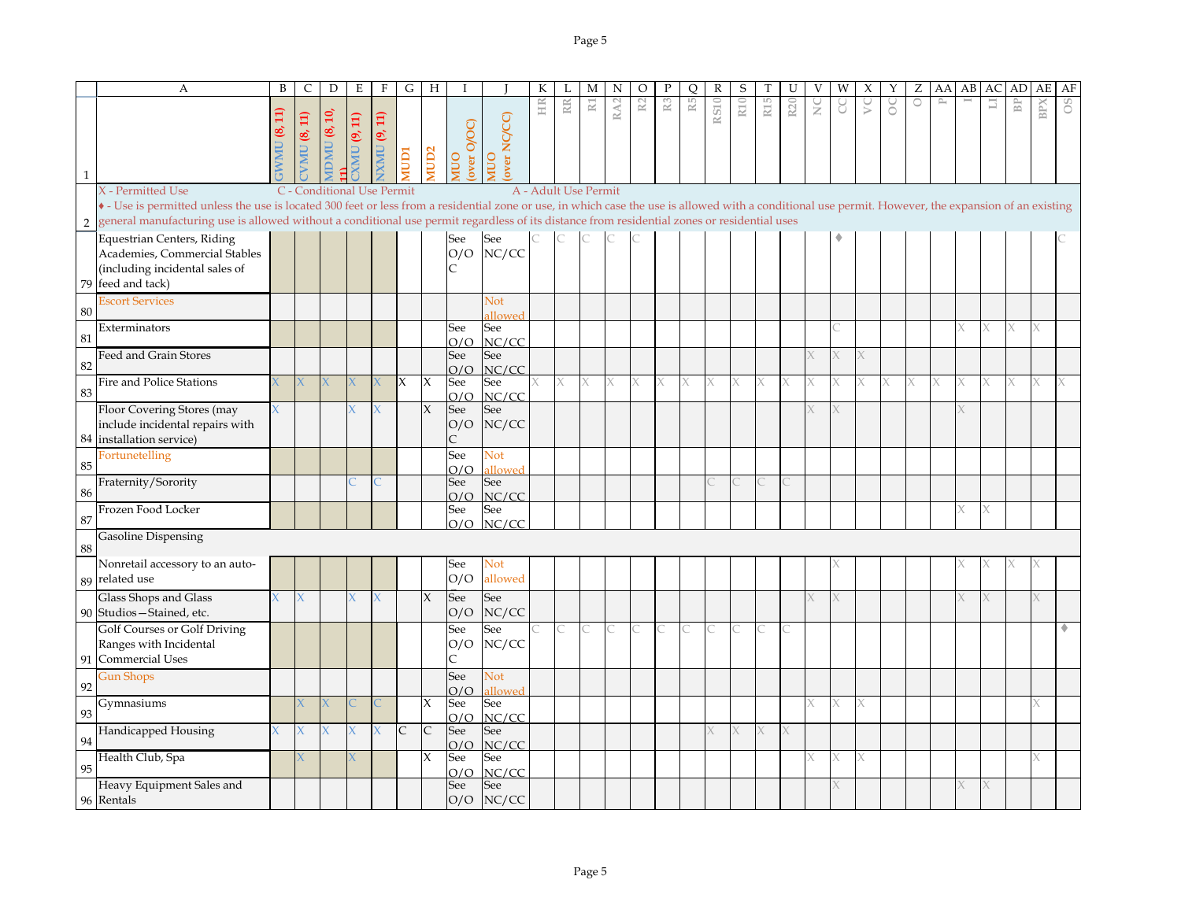| | A | B | C | D | E | F | G | H | I | J | K | L | M | N | O | P | Q | R | S | T | U | V | W | X | Y | Z | AA | AB | AC | AD | AE | AF |
|---|---|---|---|---|---|---|---|---|---|---|---|---|---|---|---|---|---|---|---|---|---|---|---|---|---|---|---|---|---|---|---|---|
| 1 | | GWMU (8, 11) | CVMU (8, 11) | MDMU (8, 10, 11) | CXMU (9, 11) | NXMU (9, 11) | MUD1 | MUD2 | MUO (over O/OC) | MUO (over NC/CC) | HR | RR | R1 | RA2 | R2 | R3 | R5 | RS10 | R10 | R15 | R20 | NC | CC | VC | OC | O | P | I | LI | BP | BPX | OS |
| 2 | X - Permitted Use C - Conditional Use Permit A - Adult Use Permit ♦ - Use is permitted unless the use is located 300 feet or less from a residential zone or use, in which case the use is allowed with a conditional use permit. However, the expansion of an existing general manufacturing use is allowed without a conditional use permit regardless of its distance from residential zones or residential uses | | | | | | | | | | | | | | | | | | | | | | | | | | | | | | | |
| 79 | Equestrian Centers, Riding Academies, Commercial Stables (including incidental sales of feed and tack) | | | | | | | | See O/OC | See NC/CC | C | C | C | C | C | | | | | | | | ♦ | | | | | | | | | C |
| 80 | Escort Services | | | | | | | | | Not allowed | | | | | | | | | | | | | | | | | | | | | | |
| 81 | Exterminators | | | | | | | | See O/O | See NC/CC | | | | | | | | | | | | | C | | | | | X | X | X | X | |
| 82 | Feed and Grain Stores | | | | | | | | See O/O | See NC/CC | | | | | | | | | | | | X | X | X | | | | | | | | |
| 83 | Fire and Police Stations | X | X | X | X | X | X | X | See O/O | See NC/CC | X | X | X | X | X | X | X | X | X | X | X | X | X | X | X | X | X | X | X | X | X | X |
| 84 | Floor Covering Stores (may include incidental repairs with installation service) | X | | | X | X | | X | See O/OC | See NC/CC | | | | | | | | | | | | X | X | | | | | X | | | | |
| 85 | Fortunetelling | | | | | | | | See O/O | Not allowed | | | | | | | | | | | | | | | | | | | | | | |
| 86 | Fraternity/Sorority | | | | C | C | | | See O/O | See NC/CC | | | | | | | | C | C | C | C | | | | | | | | | | | |
| 87 | Frozen Food Locker | | | | | | | | See O/O | See NC/CC | | | | | | | | | | | | | | | | | | X | X | | | |
| 88 | Gasoline Dispensing | | | | | | | | | | | | | | | | | | | | | | | | | | | | | | | |
| 89 | Nonretail accessory to an auto-related use | | | | | | | | See O/O | Not allowed | | | | | | | | | | | | | X | | | | | X | X | X | X | |
| 90 | Glass Shops and Glass Studios—Stained, etc. | X | X | | X | X | | X | See O/O | See NC/CC | | | | | | | | | | | | X | X | | | | | X | X | | X | |
| 91 | Golf Courses or Golf Driving Ranges with Incidental Commercial Uses | | | | | | | | See O/OC | See NC/CC | C | C | C | C | C | C | C | C | C | C | C | | | | | | | | | | | ♦ |
| 92 | Gun Shops | | | | | | | | See O/O | Not allowed | | | | | | | | | | | | | | | | | | | | | | |
| 93 | Gymnasiums | | X | X | C | C | | X | See O/O | See NC/CC | | | | | | | | | | | | X | X | X | | | | | | | X | |
| 94 | Handicapped Housing | X | X | X | X | X | C | C | See O/O | See NC/CC | | | | | | | | X | X | X | X | | | | | | | | | | | |
| 95 | Health Club, Spa | | X | | X | | | X | See O/O | See NC/CC | | | | | | | | | | | | X | X | X | | | | | | | X | |
| 96 | Heavy Equipment Sales and Rentals | | | | | | | | See O/O | See NC/CC | | | | | | | | | | | | | X | | | | | X | X | | | |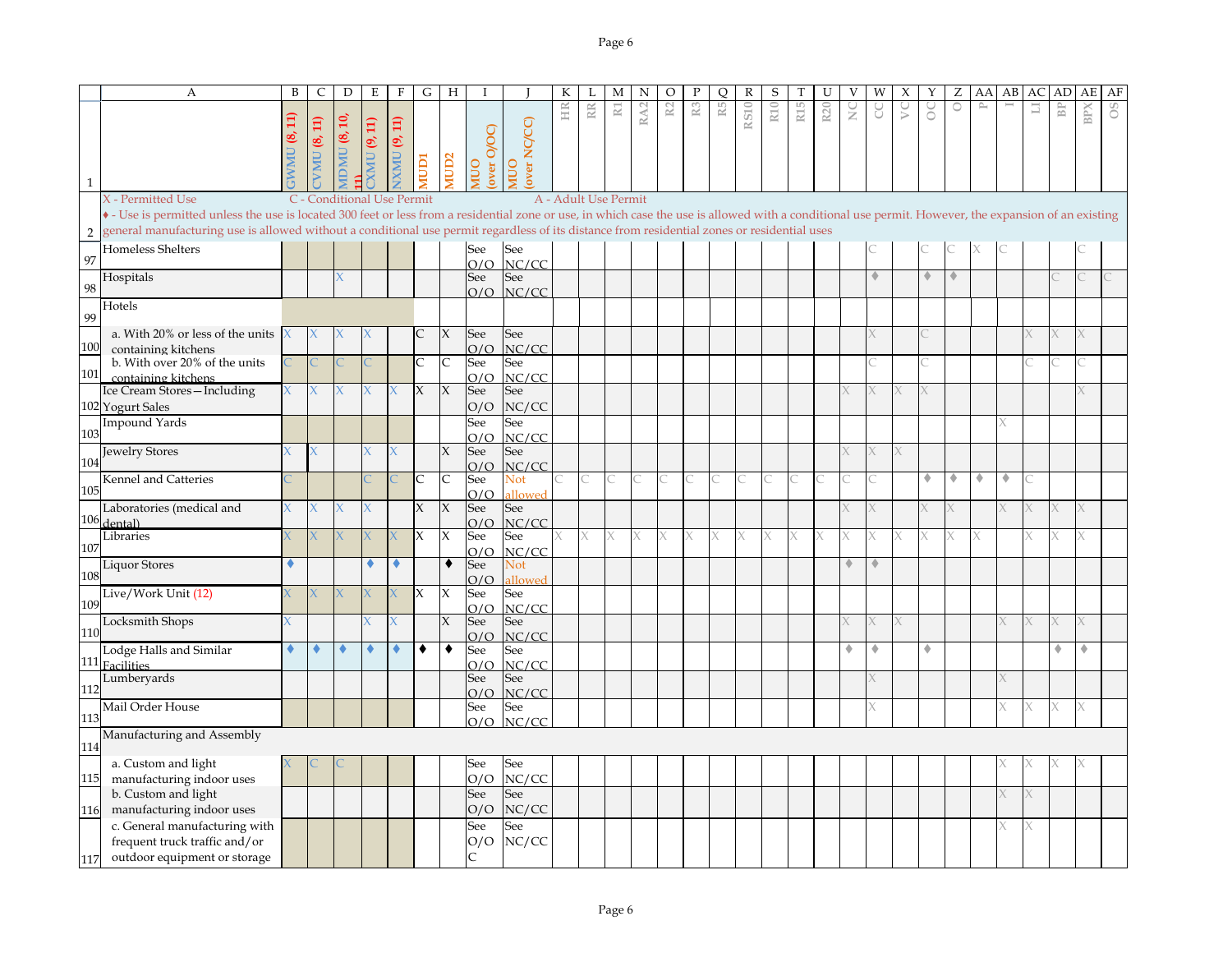| | A | B | C | D | E | F | G | H | I | J | K | L | M | N | O | P | Q | R | S | T | U | V | W | X | Y | Z | AA | AB | AC | AD | AE | AF |
|---|---|---|---|---|---|---|---|---|---|---|---|---|---|---|---|---|---|---|---|---|---|---|---|---|---|---|---|---|---|---|---|---|
| 1 | | GWMU (8, 11) | CVMU (8, 11) | MDMU (8, 10, 11) | CXMU (9, 11) | NXMU (9, 11) | MUD1 | MUD2 | MUO (over O/OC) | MUO (over NC/CC) | HR | RR | R1 | RA2 | R2 | R3 | R5 | RS10 | R10 | R15 | R20 | NC | CC | VC | OC | O | P | I | LI | BP | BPX | OS |
| 2 | X - Permitted Use C - Conditional Use Permit A - Adult Use Permit ♦ - Use is permitted unless the use is located 300 feet or less from a residential zone or use, in which case the use is allowed with a conditional use permit. However, the expansion of an existing general manufacturing use is allowed without a conditional use permit regardless of its distance from residential zones or residential uses | | | | | | | | | | | | | | | | | | | | | | | | | | | | | | | |
| 97 | Homeless Shelters | | | | | | | | See O/O | See NC/CC | | | | | | | | | | | | | C | | C | C | X | C | | | C | |
| 98 | Hospitals | | | X | | | | | See O/O | See NC/CC | | | | | | | | | | | | | ♦ | | ♦ | ♦ | | | | C | C | C |
| 99 | Hotels | | | | | | | | | | | | | | | | | | | | | | | | | | | | | | | |
| 100 | a. With 20% or less of the units containing kitchens | X | X | X | X | | C | X | See O/O | See NC/CC | | | | | | | | | | | | | X | | C | | | | X | X | X | |
| 101 | b. With over 20% of the units containing kitchens | C | C | C | C | | C | C | See O/O | See NC/CC | | | | | | | | | | | | | C | | C | | | | C | C | C | |
| 102 | Ice Cream Stores—Including Yogurt Sales | X | X | X | X | X | X | X | See O/O | See NC/CC | | | | | | | | | | | | X | X | X | X | | | | | | X | |
| 103 | Impound Yards | | | | | | | | See O/O | See NC/CC | | | | | | | | | | | | | | | | | | X | | | | |
| 104 | Jewelry Stores | X | X | | X | X | | X | See O/O | See NC/CC | | | | | | | | | | | | X | X | X | | | | | | | | |
| 105 | Kennel and Catteries | C | | | C | C | C | C | See O/O | Not allowed | C | C | C | C | C | C | C | C | C | C | C | C | C | | ♦ | ♦ | ♦ | ♦ | C | | | |
| 106 | Laboratories (medical and dental) | X | X | X | X | | X | X | See O/O | See NC/CC | | | | | | | | | | | | X | X | | X | X | | X | X | X | X | |
| 107 | Libraries | X | X | X | X | X | X | X | See O/O | See NC/CC | X | X | X | X | X | X | X | X | X | X | X | X | X | X | X | X | X | | X | X | X | |
| 108 | Liquor Stores | ♦ | | | ♦ | ♦ | | ♦ | See O/O | Not allowed | | | | | | | | | | | | ♦ | ♦ | | | | | | | | | |
| 109 | Live/Work Unit (12) | X | X | X | X | X | X | X | See O/O | See NC/CC | | | | | | | | | | | | | | | | | | | | | | |
| 110 | Locksmith Shops | X | | | X | X | | X | See O/O | See NC/CC | | | | | | | | | | | | X | X | X | | | | X | X | X | X | |
| 111 | Lodge Halls and Similar Facilities | ♦ | ♦ | ♦ | ♦ | ♦ | ♦ | ♦ | See O/O | See NC/CC | | | | | | | | | | | | ♦ | ♦ | | ♦ | | | | | ♦ | ♦ | |
| 112 | Lumberyards | | | | | | | | See O/O | See NC/CC | | | | | | | | | | | | | X | | | | | X | | | | |
| 113 | Mail Order House | | | | | | | | See O/O | See NC/CC | | | | | | | | | | | | | X | | | | | X | X | X | X | |
| 114 | Manufacturing and Assembly | | | | | | | | | | | | | | | | | | | | | | | | | | | | | | | |
| 115 | a. Custom and light manufacturing indoor uses | X | C | C | | | | | See O/O | See NC/CC | | | | | | | | | | | | | | | | | | X | X | X | X | |
| 116 | b. Custom and light manufacturing indoor uses | | | | | | | | See O/O | See NC/CC | | | | | | | | | | | | | | | | | | X | X | | | |
| 117 | c. General manufacturing with frequent truck traffic and/or outdoor equipment or storage | | | | | | | | See O/O C | See NC/CC | | | | | | | | | | | | | | | | | | X | X | | | |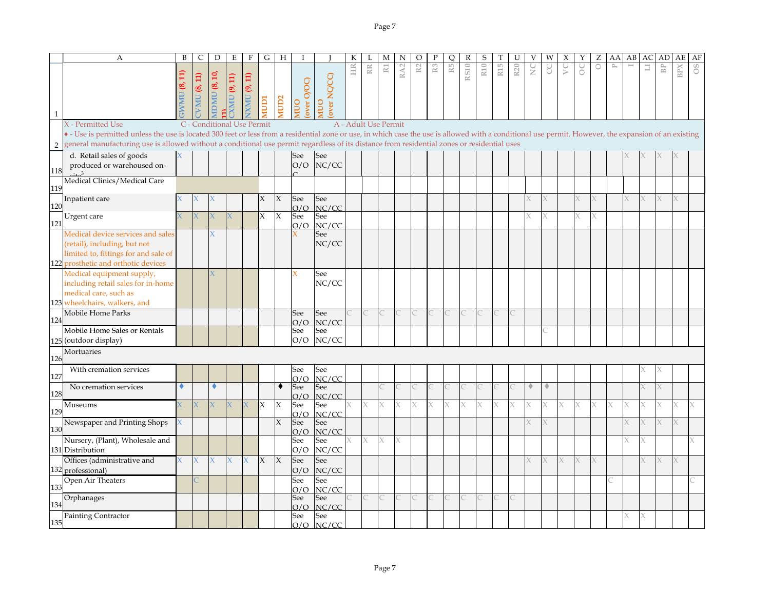| | A | B | C | D | E | F | G | H | I | J | K | L | M | N | O | P | Q | R | S | T | U | V | W | X | Y | Z | AA | AB | AC | AD | AE | AF |
|---|---|---|---|---|---|---|---|---|---|---|---|---|---|---|---|---|---|---|---|---|---|---|---|---|---|---|---|---|---|---|---|---|
| 1 | | GWMU (8, 11) | CVMU (8, 11) | MDMU (8, 10, 11) | CXMU (9, 11) | NXMU (9, 11) | MUD1 | MUD2 | MUO (over O/OC) | MUO (over NC/CC) | HR | RR | R1 | RA2 | R2 | R3 | R5 | RS10 | R10 | R15 | R20 | NC | CC | VC | OC | O | P | I | LI | BP | BPX | OS |
| 2 | X - Permitted Use C - Conditional Use Permit A - Adult Use Permit ♦ - Use is permitted unless the use is located 300 feet or less from a residential zone or use, in which case the use is allowed with a conditional use permit. However, the expansion of an existing general manufacturing use is allowed without a conditional use permit regardless of its distance from residential zones or residential uses | | | | | | | | | | | | | | | | | | | | | | | | | | | | | | | |
| 118 | d. Retail sales of goods produced or warehoused on-site[3] | X | | | | | | | See O/OC | See NC/CC | | | | | | | | | | | | | | | | | | X | X | X | X | |
| 119 | Medical Clinics/Medical Care | | | | | | | | | | | | | | | | | | | | | | | | | | | | | | | |
| 120 | Inpatient care | X | X | X | | | X | X | See O/O | See NC/CC | | | | | | | | | | | | X | X | | X | X | | X | X | X | X | |
| 121 | Urgent care | X | X | X | X | | X | X | See O/O | See NC/CC | | | | | | | | | | | | X | X | | X | X | | | | | | |
| 122 | Medical device services and sales (retail), including, but not limited to, fittings for and sale of prosthetic and orthotic devices | | | X | | | | | X | See NC/CC | | | | | | | | | | | | | | | | | | | | | | |
| 123 | Medical equipment supply, including retail sales for in-home medical care, such as wheelchairs, walkers, and | | | X | | | | | X | See NC/CC | | | | | | | | | | | | | | | | | | | | | | |
| 124 | Mobile Home Parks | | | | | | | | See O/O | See NC/CC | C | C | C | C | C | C | C | C | C | C | C | | | | | | | | | | | |
| 125 | Mobile Home Sales or Rentals (outdoor display) | | | | | | | | See O/O | See NC/CC | | | | | | | | | | | | | C | | | | | | | | | |
| 126 | Mortuaries | | | | | | | | | | | | | | | | | | | | | | | | | | | | | | | |
| 127 | With cremation services | | | | | | | | See O/O | See NC/CC | | | | | | | | | | | | | | | | | | | X | X | | |
| 128 | No cremation services | ♦ | | ♦ | | | | ♦ | See O/O | See NC/CC | | | C | C | C | C | C | C | C | C | C | ♦ | ♦ | | | | | | X | X | | |
| 129 | Museums | X | X | X | X | X | X | X | See O/O | See NC/CC | X | X | X | X | X | X | X | X | X | X | X | X | X | X | X | X | X | X | X | X | X | X |
| 130 | Newspaper and Printing Shops | X | | | | | | X | See O/O | See NC/CC | | | | | | | | | | | | X | X | | | | | X | X | X | X | |
| 131 | Nursery, (Plant), Wholesale and Distribution | | | | | | | | See O/O | See NC/CC | X | X | X | X | | | | | | | | | | | | | | X | X | | | X |
| 132 | Offices (administrative and professional) | X | X | X | X | X | X | X | See O/O | See NC/CC | | | | | | | | | | | | X | X | X | X | X | | | X | X | X | |
| 133 | Open Air Theaters | | C | | | | | | See O/O | See NC/CC | | | | | | | | | | | | | | | | | C | | | | | C |
| 134 | Orphanages | | | | | | | | See O/O | See NC/CC | C | C | C | C | C | C | C | C | C | C | C | | | | | | | | | | | |
| 135 | Painting Contractor | | | | | | | | See O/O | See NC/CC | | | | | | | | | | | | | | | | | | X | X | | | |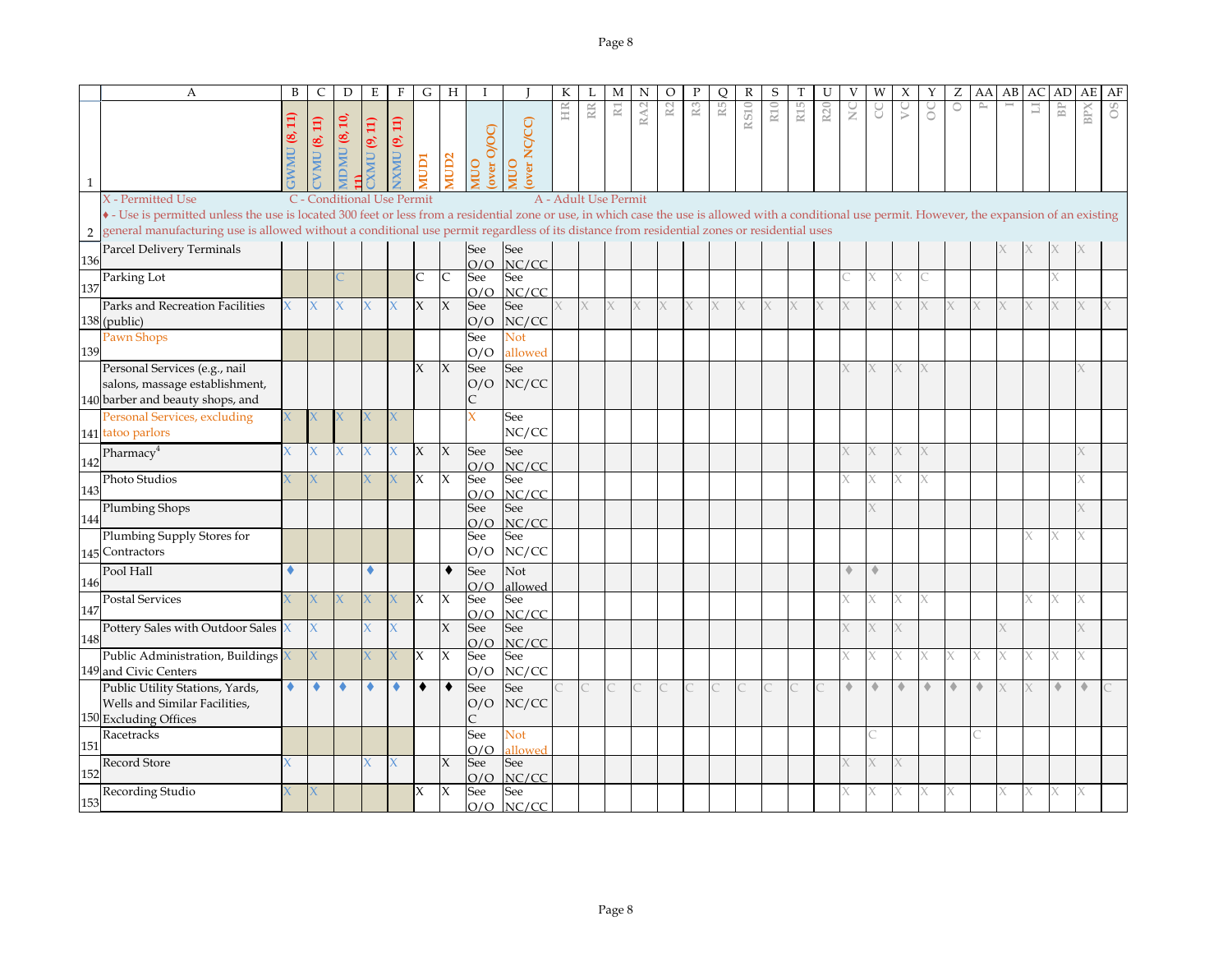| | A | B | C | D | E | F | G | H | I | J | K | L | M | N | O | P | Q | R | S | T | U | V | W | X | Y | Z | AA | AB | AC | AD | AE | AF |
|---|---|---|---|---|---|---|---|---|---|---|---|---|---|---|---|---|---|---|---|---|---|---|---|---|---|---|---|---|---|---|---|---|
| 1 | | GWMU (8, 11) | CVMU (8, 11) | MDMU (8, 10, 11) | CXMU (9, 11) | NXMU (9, 11) | MUD1 | MUD2 | MUO (over O/OC) | MUO (over NC/CC) | HR | RR | R1 | RA2 | R2 | R3 | R5 | RS10 | R10 | R15 | R20 | NC | CC | VC | OC | O | P | I | LI | BP | BPX | OS |
| 2 | X - Permitted Use C - Conditional Use Permit A - Adult Use Permit ♦ - Use is permitted unless the use is located 300 feet or less from a residential zone or use, in which case the use is allowed with a conditional use permit. However, the expansion of an existing general manufacturing use is allowed without a conditional use permit regardless of its distance from residential zones or residential uses | | | | | | | | | | | | | | | | | | | | | | | | | | | | | | | |
| 136 | Parcel Delivery Terminals | | | | | | | | See O/O | See NC/CC | | | | | | | | | | | | | | | | | | X | X | X | X | |
| 137 | Parking Lot | | | C | | | C | C | See O/O | See NC/CC | | | | | | | | | | | | C | X | X | C | | | | | X | | |
| 138 | Parks and Recreation Facilities (public) | X | X | X | X | X | X | X | See O/O | See NC/CC | X | X | X | X | X | X | X | X | X | X | X | X | X | X | X | X | X | X | X | X | X | X |
| 139 | Pawn Shops | | | | | | | | See O/O | Not allowed | | | | | | | | | | | | | | | | | | | | | | |
| 140 | Personal Services (e.g., nail salons, massage establishment, barber and beauty shops, and | | | | | | X | X | See O/O C | See NC/CC | | | | | | | | | | | | X | X | X | X | | | | | | X | |
| 141 | Personal Services, excluding tatoo parlors | X | X | X | X | X | | | X | See NC/CC | | | | | | | | | | | | | | | | | | | | | | |
| 142 | Pharmacy[4] | X | X | X | X | X | X | X | See O/O | See NC/CC | | | | | | | | | | | | X | X | X | X | | | | | | X | |
| 143 | Photo Studios | X | X | | X | X | X | X | See O/O | See NC/CC | | | | | | | | | | | | X | X | X | X | | | | | | X | |
| 144 | Plumbing Shops | | | | | | | | See O/O | See NC/CC | | | | | | | | | | | | | X | | | | | | | | X | |
| 145 | Plumbing Supply Stores for Contractors | | | | | | | | See O/O | See NC/CC | | | | | | | | | | | | | | | | | | | X | X | X | |
| 146 | Pool Hall | ♦ | | | ♦ | | | ♦ | See O/O | Not allowed | | | | | | | | | | | | ♦ | ♦ | | | | | | | | | |
| 147 | Postal Services | X | X | X | X | X | X | X | See O/O | See NC/CC | | | | | | | | | | | | X | X | X | X | | | | X | X | X | |
| 148 | Pottery Sales with Outdoor Sales | X | X | | X | X | | X | See O/O | See NC/CC | | | | | | | | | | | | X | X | X | | | | X | | | X | |
| 149 | Public Administration, Buildings and Civic Centers | X | X | | X | X | X | X | See O/O | See NC/CC | | | | | | | | | | | | X | X | X | X | X | X | X | X | X | X | |
| 150 | Public Utility Stations, Yards, Wells and Similar Facilities, Excluding Offices | ♦ | ♦ | ♦ | ♦ | ♦ | ♦ | ♦ | See O/O C | See NC/CC | C | C | C | C | C | C | C | C | C | C | C | ♦ | ♦ | ♦ | ♦ | ♦ | ♦ | X | X | ♦ | ♦ | C |
| 151 | Racetracks | | | | | | | | See O/O | Not allowed | | | | | | | | | | | | | C | | | | C | | | | | |
| 152 | Record Store | X | | | X | X | | X | See O/O | See NC/CC | | | | | | | | | | | | X | X | X | | | | | | | | |
| 153 | Recording Studio | X | X | | | | X | X | See O/O | See NC/CC | | | | | | | | | | | | X | X | X | X | X | | X | X | X | X | |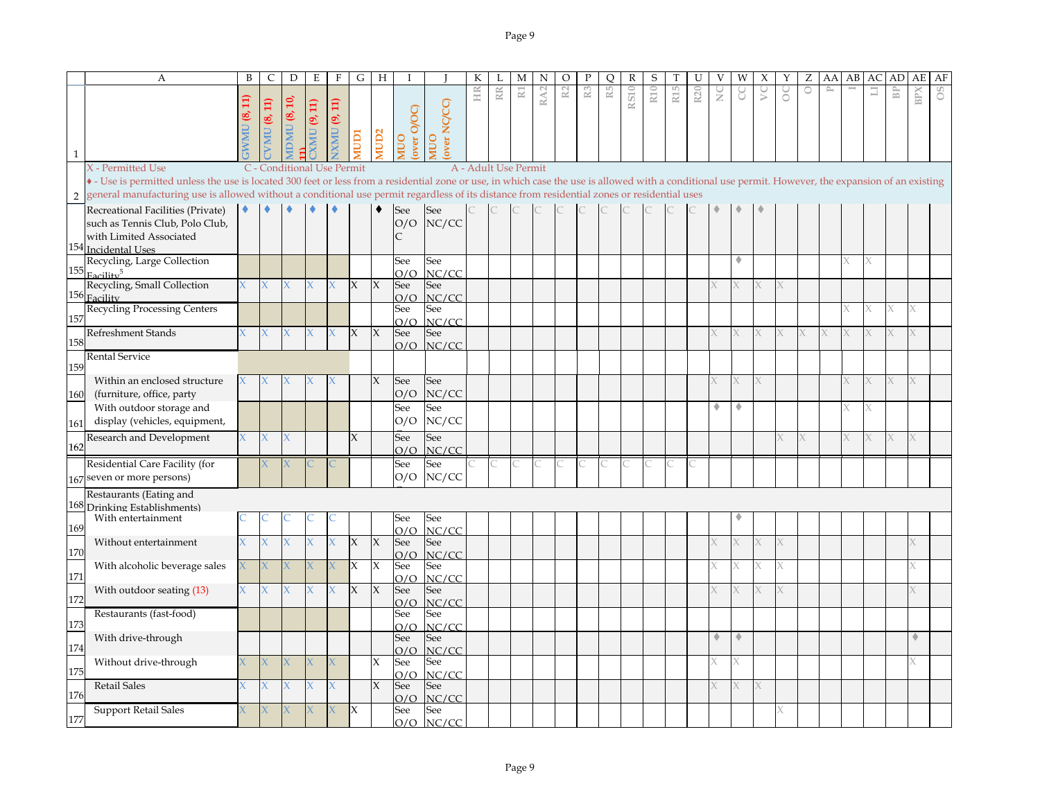X - Permitted Use C - Conditional Use Permit A - Adult Use Permit

♦ - Use is permitted unless the use is located 300 feet or less from a residential zone or use, in which case the use is allowed with a conditional use permit. However, the expansion of an existing general manufacturing use is allowed without a conditional use permit regardless of its distance from residential zones or residential uses

| | A | B | C | D | E | F | G | H | I | J | K | L | M | N | O | P | Q | R | S | T | U | V | W | X | Y | Z | AA | AB | AC | AD | AE | AF |
|---|---|---|---|---|---|---|---|---|---|---|---|---|---|---|---|---|---|---|---|---|---|---|---|---|---|---|---|---|---|---|---|---|
| 1 | | GWMU (8, 11) | CVMU (8, 11) | MDMU (8, 10, 11) | CXMU (9, 11) | NXMU (9, 11) | MUD1 | MUD2 | MUO (over O/OC) | MUO (over NC/CC) | HR | RR | R1 | RA2 | R2 | R3 | R5 | RS10 | R10 | R15 | R20 | NC | CC | VC | OC | O | P | I | LI | BP | BPX | OS |
| 154 | Recreational Facilities (Private) such as Tennis Club, Polo Club, with Limited Associated Incidental Uses | ♦ | ♦ | ♦ | ♦ | ♦ | | ♦ | See O/O C | See NC/CC | C | C | C | C | C | C | C | C | C | C | C | ♦ | ♦ | ♦ | | | | | | | | |
| 155 | Recycling, Large Collection Facility[5] | | | | | | | | See O/O | See NC/CC | | | | | | | | | | | | | ♦ | | | | | X | X | | | |
| 156 | Recycling, Small Collection Facility | X | X | X | X | X | X | X | See O/O | See NC/CC | | | | | | | | | | | | X | X | X | X | | | | | | | |
| 157 | Recycling Processing Centers | | | | | | | | See O/O | See NC/CC | | | | | | | | | | | | | | | | | | X | X | X | X | |
| 158 | Refreshment Stands | X | X | X | X | X | X | X | See O/O | See NC/CC | | | | | | | | | | | | X | X | X | X | X | X | X | X | X | X | |
| 159 | Rental Service | | | | | | | | | | | | | | | | | | | | | | | | | | | | | | | |
| 160 | Within an enclosed structure (furniture, office, party | X | X | X | X | X | | X | See O/O | See NC/CC | | | | | | | | | | | | X | X | X | | | | X | X | X | X | |
| 161 | With outdoor storage and display (vehicles, equipment, | | | | | | | | See O/O | See NC/CC | | | | | | | | | | | | ♦ | ♦ | | | | | X | X | | | |
| 162 | Research and Development | X | X | X | | | X | | See O/O | See NC/CC | | | | | | | | | | | | | | | X | X | | X | X | X | X | |
| 167 | Residential Care Facility (for seven or more persons) | | X | X | C | C | | | See O/O | See NC/CC | C | C | C | C | C | C | C | C | C | C | C | | | | | | | | | | | |
| 168 | Restaurants (Eating and Drinking Establishments) | | | | | | | | | | | | | | | | | | | | | | | | | | | | | | | |
| 169 | With entertainment | C | C | C | C | C | | | See O/O | See NC/CC | | | | | | | | | | | | | ♦ | | | | | | | | | |
| 170 | Without entertainment | X | X | X | X | X | X | X | See O/O | See NC/CC | | | | | | | | | | | | X | X | X | X | | | | | | X | |
| 171 | With alcoholic beverage sales | X | X | X | X | X | X | X | See O/O | See NC/CC | | | | | | | | | | | | X | X | X | X | | | | | | X | |
| 172 | With outdoor seating (13) | X | X | X | X | X | X | X | See O/O | See NC/CC | | | | | | | | | | | | X | X | X | X | | | | | | X | |
| 173 | Restaurants (fast-food) | | | | | | | | See O/O | See NC/CC | | | | | | | | | | | | | | | | | | | | | | |
| 174 | With drive-through | | | | | | | | See O/O | See NC/CC | | | | | | | | | | | | ♦ | ♦ | | | | | | | | ♦ | |
| 175 | Without drive-through | X | X | X | X | X | | X | See O/O | See NC/CC | | | | | | | | | | | | X | X | | | | | | | | X | |
| 176 | Retail Sales | X | X | X | X | X | | X | See O/O | See NC/CC | | | | | | | | | | | | X | X | X | | | | | | | | |
| 177 | Support Retail Sales | X | X | X | X | X | X | | See O/O | See NC/CC | | | | | | | | | | | | | | | X | | | | | | | |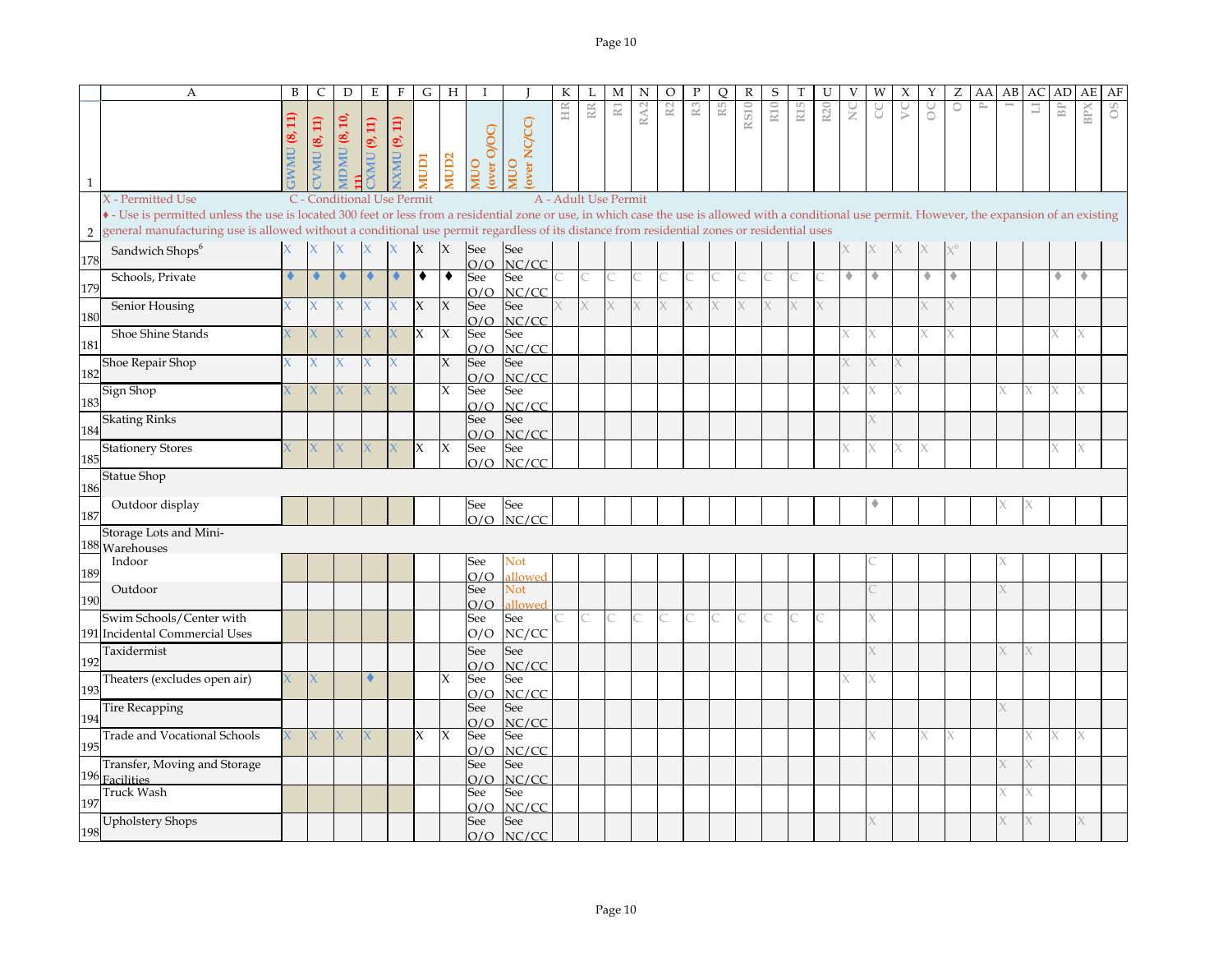| | A | B | C | D | E | F | G | H | I | J | K | L | M | N | O | P | Q | R | S | T | U | V | W | X | Y | Z | AA | AB | AC | AD | AE | AF |
|---|---|---|---|---|---|---|---|---|---|---|---|---|---|---|---|---|---|---|---|---|---|---|---|---|---|---|---|---|---|---|---|---|
| 1 | | GWMU (8, 11) | CVMU (8, 11) | MDMU (8, 10, 11) | CXMU (9, 11) | NXMU (9, 11) | MUD1 | MUD2 | MUO (over O/OC) | MUO (over NC/CC) | HR | RR | R1 | RA2 | R2 | R3 | R5 | RS10 | R10 | R15 | R20 | NC | CC | VC | OC | O | P | I | LI | BP | BPX | OS |
| 2 | X - Permitted Use C - Conditional Use Permit A - Adult Use Permit<br>♦ - Use is permitted unless the use is located 300 feet or less from a residential zone or use, in which case the use is allowed with a conditional use permit. However, the expansion of an existing general manufacturing use is allowed without a conditional use permit regardless of its distance from residential zones or residential uses | | | | | | | | | | | | | | | | | | | | | | | | | | | | | | | |
| 178 | Sandwich Shops[6] | X | X | X | X | X | X | X | See O/O | See NC/CC | | | | | | | | | | | | X | X | X | X | X[6] | | | | | | |
| 179 | Schools, Private | ♦ | ♦ | ♦ | ♦ | ♦ | ♦ | ♦ | See O/O | See NC/CC | C | C | C | C | C | C | C | C | C | C | C | ♦ | ♦ | | ♦ | ♦ | | | | ♦ | ♦ | |
| 180 | Senior Housing | X | X | X | X | X | X | X | See O/O | See NC/CC | X | X | X | X | X | X | X | X | X | X | X | | | | X | X | | | | | | |
| 181 | Shoe Shine Stands | X | X | X | X | X | X | X | See O/O | See NC/CC | | | | | | | | | | | | X | X | | X | X | | | | X | X | |
| 182 | Shoe Repair Shop | X | X | X | X | X | | X | See O/O | See NC/CC | | | | | | | | | | | | X | X | X | | | | | | | | |
| 183 | Sign Shop | X | X | X | X | X | | X | See O/O | See NC/CC | | | | | | | | | | | | X | X | X | | | | X | X | X | X | |
| 184 | Skating Rinks | | | | | | | | See O/O | See NC/CC | | | | | | | | | | | | | X | | | | | | | | | |
| 185 | Stationery Stores | X | X | X | X | X | X | X | See O/O | See NC/CC | | | | | | | | | | | | X | X | X | X | | | | | X | X | |
| 186 | Statue Shop | | | | | | | | | | | | | | | | | | | | | | | | | | | | | | | |
| 187 | Outdoor display | | | | | | | | See O/O | See NC/CC | | | | | | | | | | | | | ♦ | | | | | X | X | | | |
| 188 | Storage Lots and Mini-Warehouses | | | | | | | | | | | | | | | | | | | | | | | | | | | | | | | |
| 189 | Indoor | | | | | | | | See O/O | Not allowed | | | | | | | | | | | | | C | | | | | X | | | | |
| 190 | Outdoor | | | | | | | | See O/O | Not allowed | | | | | | | | | | | | | C | | | | | X | | | | |
| 191 | Swim Schools/Center with Incidental Commercial Uses | | | | | | | | See O/O | See NC/CC | C | C | C | C | C | C | C | C | C | C | C | | X | | | | | | | | | |
| 192 | Taxidermist | | | | | | | | See O/O | See NC/CC | | | | | | | | | | | | | X | | | | | X | X | | | |
| 193 | Theaters (excludes open air) | X | X | | ♦ | | | X | See O/O | See NC/CC | | | | | | | | | | | | X | X | | | | | | | | | |
| 194 | Tire Recapping | | | | | | | | See O/O | See NC/CC | | | | | | | | | | | | | | | | | | X | | | | |
| 195 | Trade and Vocational Schools | X | X | X | X | | X | X | See O/O | See NC/CC | | | | | | | | | | | | | X | | X | X | | | X | X | X | |
| 196 | Transfer, Moving and Storage Facilities | | | | | | | | See O/O | See NC/CC | | | | | | | | | | | | | | | | | | X | X | | | |
| 197 | Truck Wash | | | | | | | | See O/O | See NC/CC | | | | | | | | | | | | | | | | | | X | X | | | |
| 198 | Upholstery Shops | | | | | | | | See O/O | See NC/CC | | | | | | | | | | | | | X | | | | | X | X | | X | |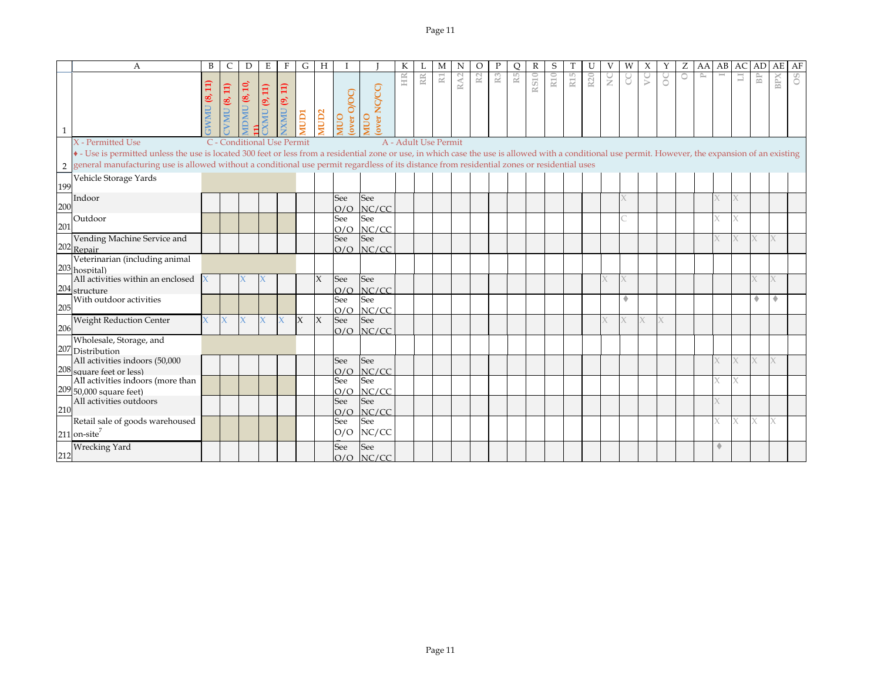| | A | B | C | D | E | F | G | H | I | J | K | L | M | N | O | P | Q | R | S | T | U | V | W | X | Y | Z | AA | AB | AC | AD | AE | AF |
|---|---|---|---|---|---|---|---|---|---|---|---|---|---|---|---|---|---|---|---|---|---|---|---|---|---|---|---|---|---|---|---|---|
| 1 | | GWMU (8, 11) | CVMU (8, 11) | MDMU (8, 10, 11) | CXMU (9, 11) | NXMU (9, 11) | MUD1 | MUD2 | MUO (over O/OC) | MUO (over NC/CC) | HR | RR | R1 | RA2 | R2 | R3 | R5 | RS10 | R10 | R15 | R20 | NC | CC | VC | OC | O | P | I | LI | BP | BPX | OS |
| 2 | X - Permitted Use C - Conditional Use Permit A - Adult Use Permit ♦ - Use is permitted unless the use is located 300 feet or less from a residential zone or use, in which case the use is allowed with a conditional use permit. However, the expansion of an existing general manufacturing use is allowed without a conditional use permit regardless of its distance from residential zones or residential uses | | | | | | | | | | | | | | | | | | | | | | | | | | | | | | | |
| 199 | Vehicle Storage Yards | | | | | | | | | | | | | | | | | | | | | | | | | | | | | | | |
| 200 | Indoor | | | | | | | | See O/O | See NC/CC | | | | | | | | | | | | | X | | | | | X | X | | | |
| 201 | Outdoor | | | | | | | | See O/O | See NC/CC | | | | | | | | | | | | | C | | | | | X | X | | | |
| 202 | Vending Machine Service and Repair | | | | | | | | See O/O | See NC/CC | | | | | | | | | | | | | | | | | | X | X | X | X | |
| 203 | Veterinarian (including animal hospital) | | | | | | | | | | | | | | | | | | | | | | | | | | | | | | | |
| 204 | All activities within an enclosed structure | X | | X | X | | | X | See O/O | See NC/CC | | | | | | | | | | | | X | X | | | | | | | X | X | |
| 205 | With outdoor activities | | | | | | | | See O/O | See NC/CC | | | | | | | | | | | | | ♦ | | | | | | | ♦ | ♦ | |
| 206 | Weight Reduction Center | X | X | X | X | X | X | X | See O/O | See NC/CC | | | | | | | | | | | | X | X | X | X | | | | | | | |
| 207 | Wholesale, Storage, and Distribution | | | | | | | | | | | | | | | | | | | | | | | | | | | | | | | |
| 208 | All activities indoors (50,000 square feet or less) | | | | | | | | See O/O | See NC/CC | | | | | | | | | | | | | | | | | | X | X | X | X | |
| 209 | All activities indoors (more than 50,000 square feet) | | | | | | | | See O/O | See NC/CC | | | | | | | | | | | | | | | | | | X | X | | | |
| 210 | All activities outdoors | | | | | | | | See O/O | See NC/CC | | | | | | | | | | | | | | | | | | X | | | | |
| 211 | Retail sale of goods warehoused on-site[7] | | | | | | | | See O/O | See NC/CC | | | | | | | | | | | | | | | | | | X | X | X | X | |
| 212 | Wrecking Yard | | | | | | | | See O/O | See NC/CC | | | | | | | | | | | | | | | | | | ♦ | | | | |